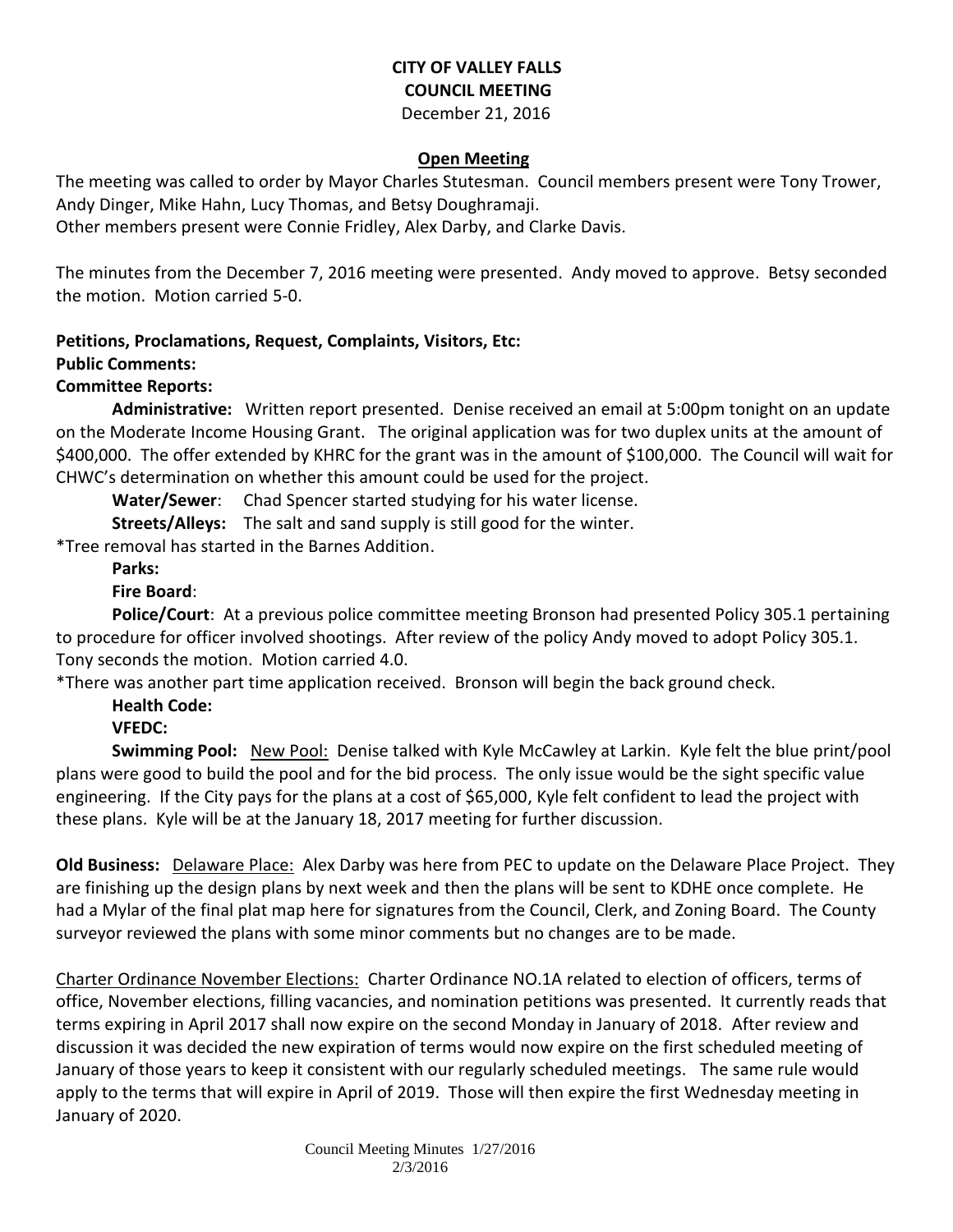**CITY OF VALLEY FALLS**
**COUNCIL MEETING**
December 21, 2016

**Open Meeting**

The meeting was called to order by Mayor Charles Stutesman. Council members present were Tony Trower, Andy Dinger, Mike Hahn, Lucy Thomas, and Betsy Doughramaji.
Other members present were Connie Fridley, Alex Darby, and Clarke Davis.

The minutes from the December 7, 2016 meeting were presented. Andy moved to approve. Betsy seconded the motion. Motion carried 5-0.

**Petitions, Proclamations, Request, Complaints, Visitors, Etc:**
**Public Comments:**
**Committee Reports:**

**Administrative:** Written report presented. Denise received an email at 5:00pm tonight on an update on the Moderate Income Housing Grant. The original application was for two duplex units at the amount of $400,000. The offer extended by KHRC for the grant was in the amount of $100,000. The Council will wait for CHWC's determination on whether this amount could be used for the project.

**Water/Sewer**: Chad Spencer started studying for his water license.

**Streets/Alleys:** The salt and sand supply is still good for the winter.

*Tree removal has started in the Barnes Addition.

**Parks:**

**Fire Board**:

**Police/Court**: At a previous police committee meeting Bronson had presented Policy 305.1 pertaining to procedure for officer involved shootings. After review of the policy Andy moved to adopt Policy 305.1. Tony seconds the motion. Motion carried 4.0.

*There was another part time application received. Bronson will begin the back ground check.

**Health Code:**

**VFEDC:**

**Swimming Pool:** New Pool: Denise talked with Kyle McCawley at Larkin. Kyle felt the blue print/pool plans were good to build the pool and for the bid process. The only issue would be the sight specific value engineering. If the City pays for the plans at a cost of $65,000, Kyle felt confident to lead the project with these plans. Kyle will be at the January 18, 2017 meeting for further discussion.

**Old Business:** Delaware Place: Alex Darby was here from PEC to update on the Delaware Place Project. They are finishing up the design plans by next week and then the plans will be sent to KDHE once complete. He had a Mylar of the final plat map here for signatures from the Council, Clerk, and Zoning Board. The County surveyor reviewed the plans with some minor comments but no changes are to be made.

Charter Ordinance November Elections: Charter Ordinance NO.1A related to election of officers, terms of office, November elections, filling vacancies, and nomination petitions was presented. It currently reads that terms expiring in April 2017 shall now expire on the second Monday in January of 2018. After review and discussion it was decided the new expiration of terms would now expire on the first scheduled meeting of January of those years to keep it consistent with our regularly scheduled meetings. The same rule would apply to the terms that will expire in April of 2019. Those will then expire the first Wednesday meeting in January of 2020.

Council Meeting Minutes 1/27/2016
2/3/2016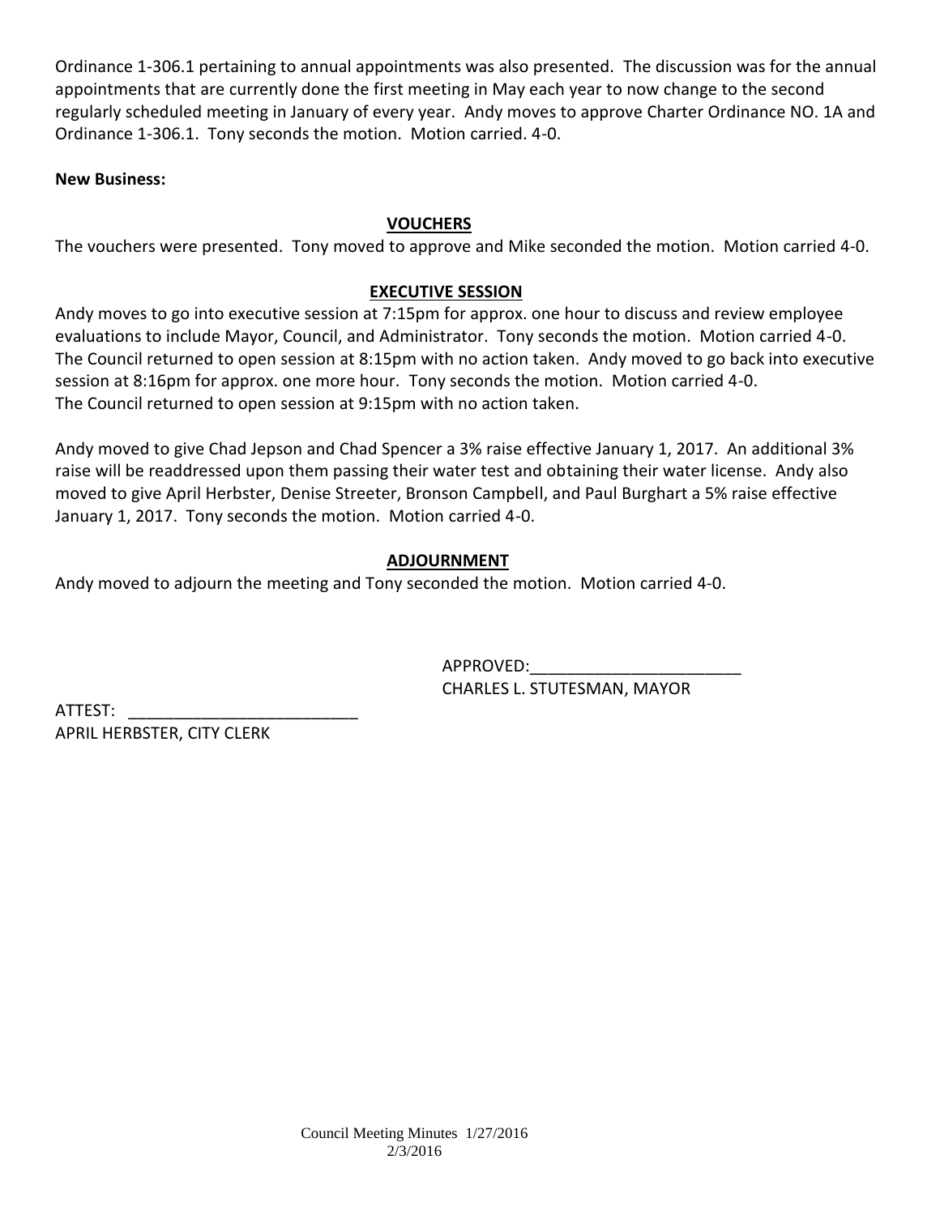Ordinance 1-306.1 pertaining to annual appointments was also presented. The discussion was for the annual appointments that are currently done the first meeting in May each year to now change to the second regularly scheduled meeting in January of every year. Andy moves to approve Charter Ordinance NO. 1A and Ordinance 1-306.1. Tony seconds the motion. Motion carried. 4-0.

**New Business:**

**VOUCHERS**

The vouchers were presented. Tony moved to approve and Mike seconded the motion. Motion carried 4-0.

**EXECUTIVE SESSION**

Andy moves to go into executive session at 7:15pm for approx. one hour to discuss and review employee evaluations to include Mayor, Council, and Administrator. Tony seconds the motion. Motion carried 4-0. The Council returned to open session at 8:15pm with no action taken. Andy moved to go back into executive session at 8:16pm for approx. one more hour. Tony seconds the motion. Motion carried 4-0. The Council returned to open session at 9:15pm with no action taken.

Andy moved to give Chad Jepson and Chad Spencer a 3% raise effective January 1, 2017. An additional 3% raise will be readdressed upon them passing their water test and obtaining their water license. Andy also moved to give April Herbster, Denise Streeter, Bronson Campbell, and Paul Burghart a 5% raise effective January 1, 2017. Tony seconds the motion. Motion carried 4-0.

**ADJOURNMENT**

Andy moved to adjourn the meeting and Tony seconded the motion. Motion carried 4-0.

APPROVED:_______________________
CHARLES L. STUTESMAN, MAYOR

ATTEST: _________________________
APRIL HERBSTER, CITY CLERK

Council Meeting Minutes 1/27/2016
2/3/2016